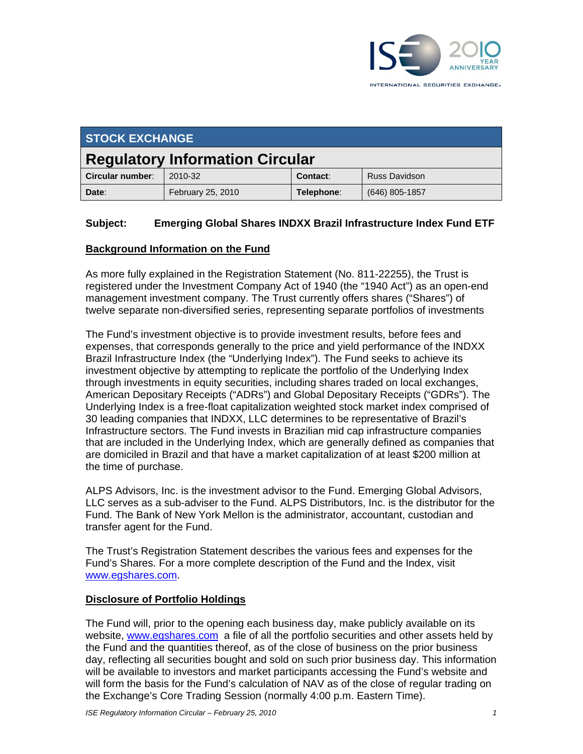## STOCK EXCHANGE

# Regulatory Information Circular

| **Circular number**: | 2010-32 | **Contact**: | Russ Davidson |
|---|---|---|---|
| **Date**: | February 25, 2010 | **Telephone**: | (646) 805-1857 |

**Subject: Emerging Global Shares INDXX Brazil Infrastructure Index Fund ETF**

**Background Information on the Fund**

As more fully explained in the Registration Statement (No. 811-22255), the Trust is registered under the Investment Company Act of 1940 (the "1940 Act") as an open-end management investment company. The Trust currently offers shares ("Shares") of twelve separate non-diversified series, representing separate portfolios of investments

The Fund's investment objective is to provide investment results, before fees and expenses, that corresponds generally to the price and yield performance of the INDXX Brazil Infrastructure Index (the "Underlying Index"). The Fund seeks to achieve its investment objective by attempting to replicate the portfolio of the Underlying Index through investments in equity securities, including shares traded on local exchanges, American Depositary Receipts ("ADRs") and Global Depositary Receipts ("GDRs"). The Underlying Index is a free-float capitalization weighted stock market index comprised of 30 leading companies that INDXX, LLC determines to be representative of Brazil's Infrastructure sectors. The Fund invests in Brazilian mid cap infrastructure companies that are included in the Underlying Index, which are generally defined as companies that are domiciled in Brazil and that have a market capitalization of at least $200 million at the time of purchase.

ALPS Advisors, Inc. is the investment advisor to the Fund. Emerging Global Advisors, LLC serves as a sub-adviser to the Fund. ALPS Distributors, Inc. is the distributor for the Fund. The Bank of New York Mellon is the administrator, accountant, custodian and transfer agent for the Fund.

The Trust's Registration Statement describes the various fees and expenses for the Fund's Shares. For a more complete description of the Fund and the Index, visit www.egshares.com.

**Disclosure of Portfolio Holdings**

The Fund will, prior to the opening each business day, make publicly available on its website, www.egshares.com a file of all the portfolio securities and other assets held by the Fund and the quantities thereof, as of the close of business on the prior business day, reflecting all securities bought and sold on such prior business day. This information will be available to investors and market participants accessing the Fund's website and will form the basis for the Fund's calculation of NAV as of the close of regular trading on the Exchange's Core Trading Session (normally 4:00 p.m. Eastern Time).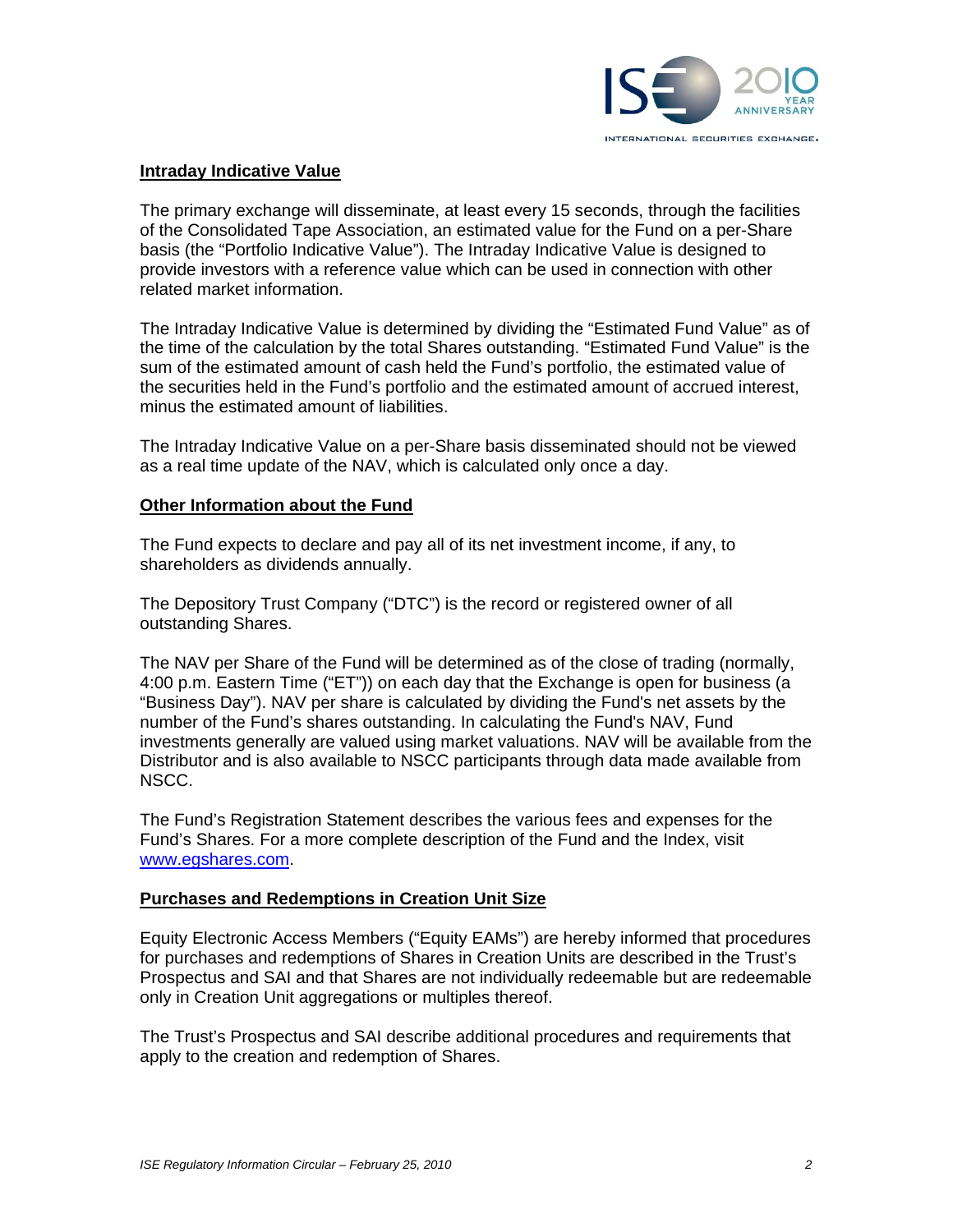**Intraday Indicative Value**

The primary exchange will disseminate, at least every 15 seconds, through the facilities of the Consolidated Tape Association, an estimated value for the Fund on a per-Share basis (the "Portfolio Indicative Value"). The Intraday Indicative Value is designed to provide investors with a reference value which can be used in connection with other related market information.

The Intraday Indicative Value is determined by dividing the "Estimated Fund Value" as of the time of the calculation by the total Shares outstanding. "Estimated Fund Value" is the sum of the estimated amount of cash held the Fund's portfolio, the estimated value of the securities held in the Fund's portfolio and the estimated amount of accrued interest, minus the estimated amount of liabilities.

The Intraday Indicative Value on a per-Share basis disseminated should not be viewed as a real time update of the NAV, which is calculated only once a day.

**Other Information about the Fund**

The Fund expects to declare and pay all of its net investment income, if any, to shareholders as dividends annually.

The Depository Trust Company ("DTC") is the record or registered owner of all outstanding Shares.

The NAV per Share of the Fund will be determined as of the close of trading (normally, 4:00 p.m. Eastern Time ("ET")) on each day that the Exchange is open for business (a "Business Day"). NAV per share is calculated by dividing the Fund's net assets by the number of the Fund's shares outstanding. In calculating the Fund's NAV, Fund investments generally are valued using market valuations. NAV will be available from the Distributor and is also available to NSCC participants through data made available from NSCC.

The Fund's Registration Statement describes the various fees and expenses for the Fund's Shares. For a more complete description of the Fund and the Index, visit www.egshares.com.

**Purchases and Redemptions in Creation Unit Size**

Equity Electronic Access Members ("Equity EAMs") are hereby informed that procedures for purchases and redemptions of Shares in Creation Units are described in the Trust's Prospectus and SAI and that Shares are not individually redeemable but are redeemable only in Creation Unit aggregations or multiples thereof.

The Trust's Prospectus and SAI describe additional procedures and requirements that apply to the creation and redemption of Shares.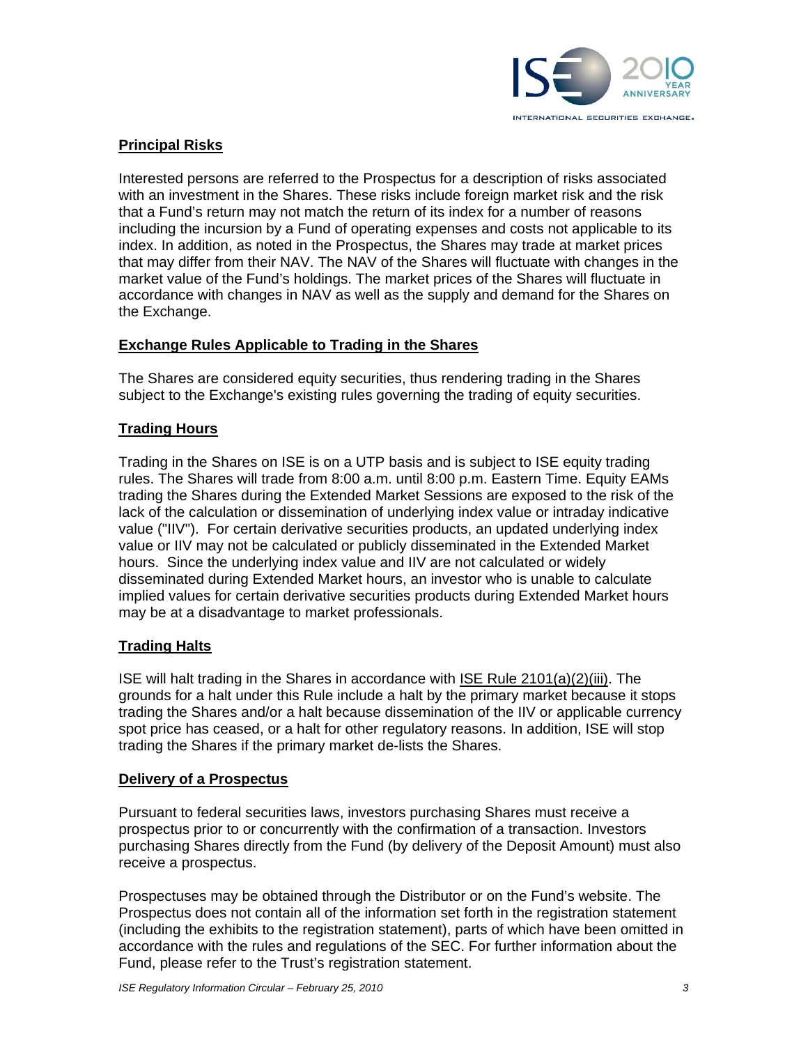**Principal Risks**

Interested persons are referred to the Prospectus for a description of risks associated with an investment in the Shares. These risks include foreign market risk and the risk that a Fund's return may not match the return of its index for a number of reasons including the incursion by a Fund of operating expenses and costs not applicable to its index. In addition, as noted in the Prospectus, the Shares may trade at market prices that may differ from their NAV. The NAV of the Shares will fluctuate with changes in the market value of the Fund's holdings. The market prices of the Shares will fluctuate in accordance with changes in NAV as well as the supply and demand for the Shares on the Exchange.

**Exchange Rules Applicable to Trading in the Shares**

The Shares are considered equity securities, thus rendering trading in the Shares subject to the Exchange's existing rules governing the trading of equity securities.

**Trading Hours**

Trading in the Shares on ISE is on a UTP basis and is subject to ISE equity trading rules. The Shares will trade from 8:00 a.m. until 8:00 p.m. Eastern Time. Equity EAMs trading the Shares during the Extended Market Sessions are exposed to the risk of the lack of the calculation or dissemination of underlying index value or intraday indicative value ("IIV"). For certain derivative securities products, an updated underlying index value or IIV may not be calculated or publicly disseminated in the Extended Market hours. Since the underlying index value and IIV are not calculated or widely disseminated during Extended Market hours, an investor who is unable to calculate implied values for certain derivative securities products during Extended Market hours may be at a disadvantage to market professionals.

**Trading Halts**

ISE will halt trading in the Shares in accordance with ISE Rule 2101(a)(2)(iii). The grounds for a halt under this Rule include a halt by the primary market because it stops trading the Shares and/or a halt because dissemination of the IIV or applicable currency spot price has ceased, or a halt for other regulatory reasons. In addition, ISE will stop trading the Shares if the primary market de-lists the Shares.

**Delivery of a Prospectus**

Pursuant to federal securities laws, investors purchasing Shares must receive a prospectus prior to or concurrently with the confirmation of a transaction. Investors purchasing Shares directly from the Fund (by delivery of the Deposit Amount) must also receive a prospectus.

Prospectuses may be obtained through the Distributor or on the Fund's website. The Prospectus does not contain all of the information set forth in the registration statement (including the exhibits to the registration statement), parts of which have been omitted in accordance with the rules and regulations of the SEC. For further information about the Fund, please refer to the Trust's registration statement.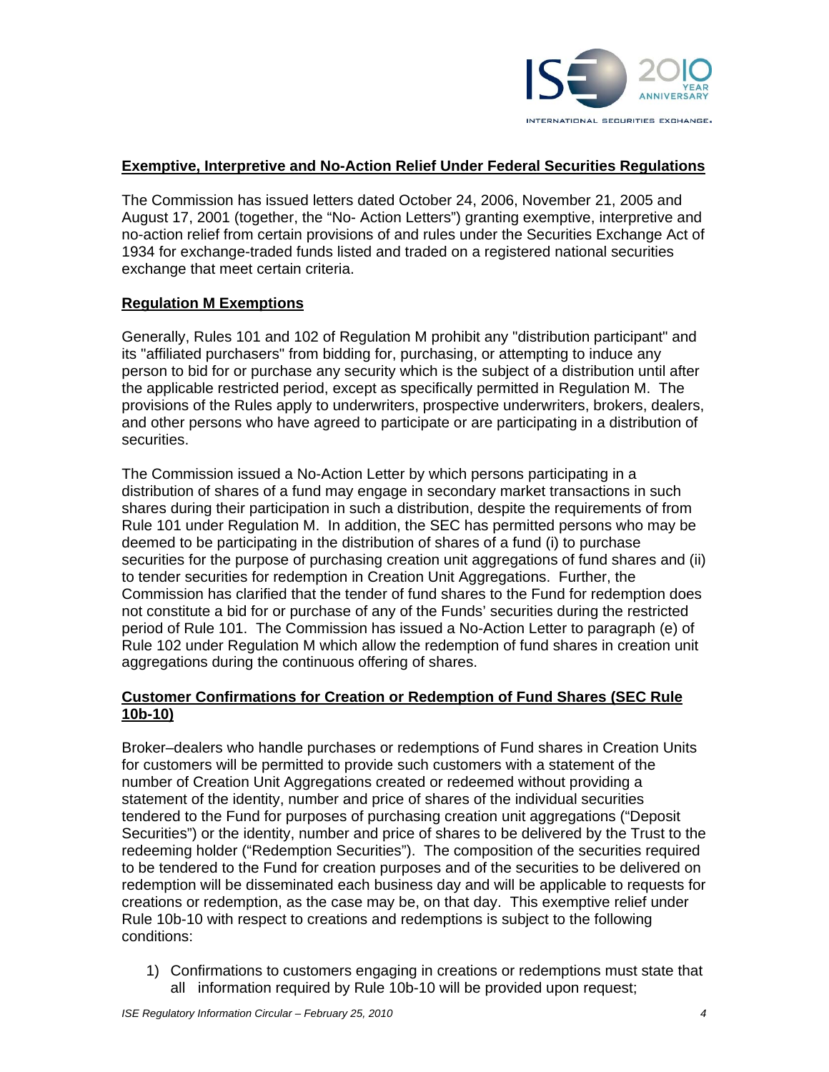**Exemptive, Interpretive and No-Action Relief Under Federal Securities Regulations**

The Commission has issued letters dated October 24, 2006, November 21, 2005 and August 17, 2001 (together, the "No- Action Letters") granting exemptive, interpretive and no-action relief from certain provisions of and rules under the Securities Exchange Act of 1934 for exchange-traded funds listed and traded on a registered national securities exchange that meet certain criteria.

**Regulation M Exemptions**

Generally, Rules 101 and 102 of Regulation M prohibit any "distribution participant" and its "affiliated purchasers" from bidding for, purchasing, or attempting to induce any person to bid for or purchase any security which is the subject of a distribution until after the applicable restricted period, except as specifically permitted in Regulation M. The provisions of the Rules apply to underwriters, prospective underwriters, brokers, dealers, and other persons who have agreed to participate or are participating in a distribution of securities.

The Commission issued a No-Action Letter by which persons participating in a distribution of shares of a fund may engage in secondary market transactions in such shares during their participation in such a distribution, despite the requirements of from Rule 101 under Regulation M. In addition, the SEC has permitted persons who may be deemed to be participating in the distribution of shares of a fund (i) to purchase securities for the purpose of purchasing creation unit aggregations of fund shares and (ii) to tender securities for redemption in Creation Unit Aggregations. Further, the Commission has clarified that the tender of fund shares to the Fund for redemption does not constitute a bid for or purchase of any of the Funds' securities during the restricted period of Rule 101. The Commission has issued a No-Action Letter to paragraph (e) of Rule 102 under Regulation M which allow the redemption of fund shares in creation unit aggregations during the continuous offering of shares.

**Customer Confirmations for Creation or Redemption of Fund Shares (SEC Rule 10b-10)**

Broker–dealers who handle purchases or redemptions of Fund shares in Creation Units for customers will be permitted to provide such customers with a statement of the number of Creation Unit Aggregations created or redeemed without providing a statement of the identity, number and price of shares of the individual securities tendered to the Fund for purposes of purchasing creation unit aggregations ("Deposit Securities") or the identity, number and price of shares to be delivered by the Trust to the redeeming holder ("Redemption Securities"). The composition of the securities required to be tendered to the Fund for creation purposes and of the securities to be delivered on redemption will be disseminated each business day and will be applicable to requests for creations or redemption, as the case may be, on that day. This exemptive relief under Rule 10b-10 with respect to creations and redemptions is subject to the following conditions:

1) Confirmations to customers engaging in creations or redemptions must state that all information required by Rule 10b-10 will be provided upon request;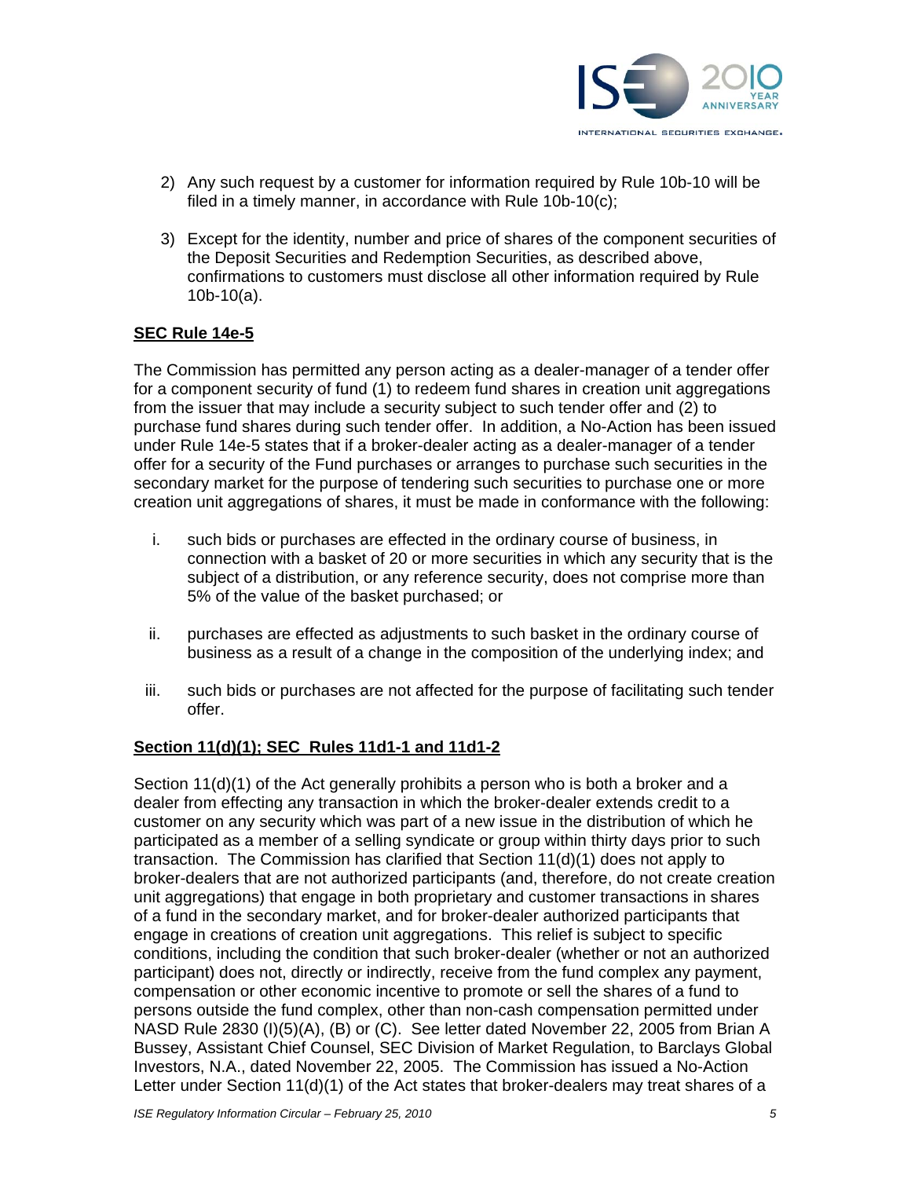2) Any such request by a customer for information required by Rule 10b-10 will be filed in a timely manner, in accordance with Rule 10b-10(c);

3) Except for the identity, number and price of shares of the component securities of the Deposit Securities and Redemption Securities, as described above, confirmations to customers must disclose all other information required by Rule 10b-10(a).

**SEC Rule 14e-5**

The Commission has permitted any person acting as a dealer-manager of a tender offer for a component security of fund (1) to redeem fund shares in creation unit aggregations from the issuer that may include a security subject to such tender offer and (2) to purchase fund shares during such tender offer. In addition, a No-Action has been issued under Rule 14e-5 states that if a broker-dealer acting as a dealer-manager of a tender offer for a security of the Fund purchases or arranges to purchase such securities in the secondary market for the purpose of tendering such securities to purchase one or more creation unit aggregations of shares, it must be made in conformance with the following:

i. such bids or purchases are effected in the ordinary course of business, in connection with a basket of 20 or more securities in which any security that is the subject of a distribution, or any reference security, does not comprise more than 5% of the value of the basket purchased; or

ii. purchases are effected as adjustments to such basket in the ordinary course of business as a result of a change in the composition of the underlying index; and

iii. such bids or purchases are not affected for the purpose of facilitating such tender offer.

**Section 11(d)(1); SEC Rules 11d1-1 and 11d1-2**

Section 11(d)(1) of the Act generally prohibits a person who is both a broker and a dealer from effecting any transaction in which the broker-dealer extends credit to a customer on any security which was part of a new issue in the distribution of which he participated as a member of a selling syndicate or group within thirty days prior to such transaction. The Commission has clarified that Section 11(d)(1) does not apply to broker-dealers that are not authorized participants (and, therefore, do not create creation unit aggregations) that engage in both proprietary and customer transactions in shares of a fund in the secondary market, and for broker-dealer authorized participants that engage in creations of creation unit aggregations. This relief is subject to specific conditions, including the condition that such broker-dealer (whether or not an authorized participant) does not, directly or indirectly, receive from the fund complex any payment, compensation or other economic incentive to promote or sell the shares of a fund to persons outside the fund complex, other than non-cash compensation permitted under NASD Rule 2830 (I)(5)(A), (B) or (C). See letter dated November 22, 2005 from Brian A Bussey, Assistant Chief Counsel, SEC Division of Market Regulation, to Barclays Global Investors, N.A., dated November 22, 2005. The Commission has issued a No-Action Letter under Section 11(d)(1) of the Act states that broker-dealers may treat shares of a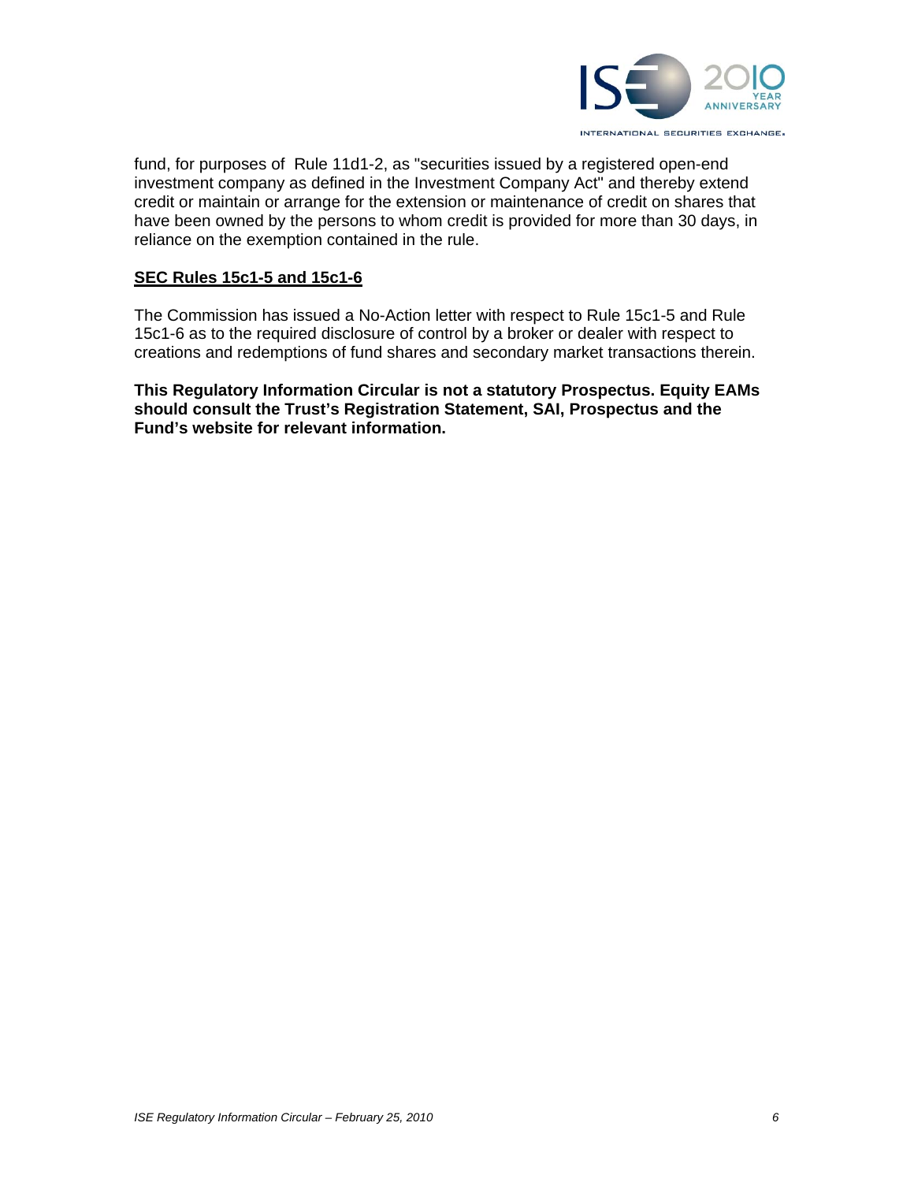fund, for purposes of Rule 11d1-2, as "securities issued by a registered open-end investment company as defined in the Investment Company Act" and thereby extend credit or maintain or arrange for the extension or maintenance of credit on shares that have been owned by the persons to whom credit is provided for more than 30 days, in reliance on the exemption contained in the rule.

## SEC Rules 15c1-5 and 15c1-6

The Commission has issued a No-Action letter with respect to Rule 15c1-5 and Rule 15c1-6 as to the required disclosure of control by a broker or dealer with respect to creations and redemptions of fund shares and secondary market transactions therein.

**This Regulatory Information Circular is not a statutory Prospectus. Equity EAMs should consult the Trust's Registration Statement, SAI, Prospectus and the Fund's website for relevant information.**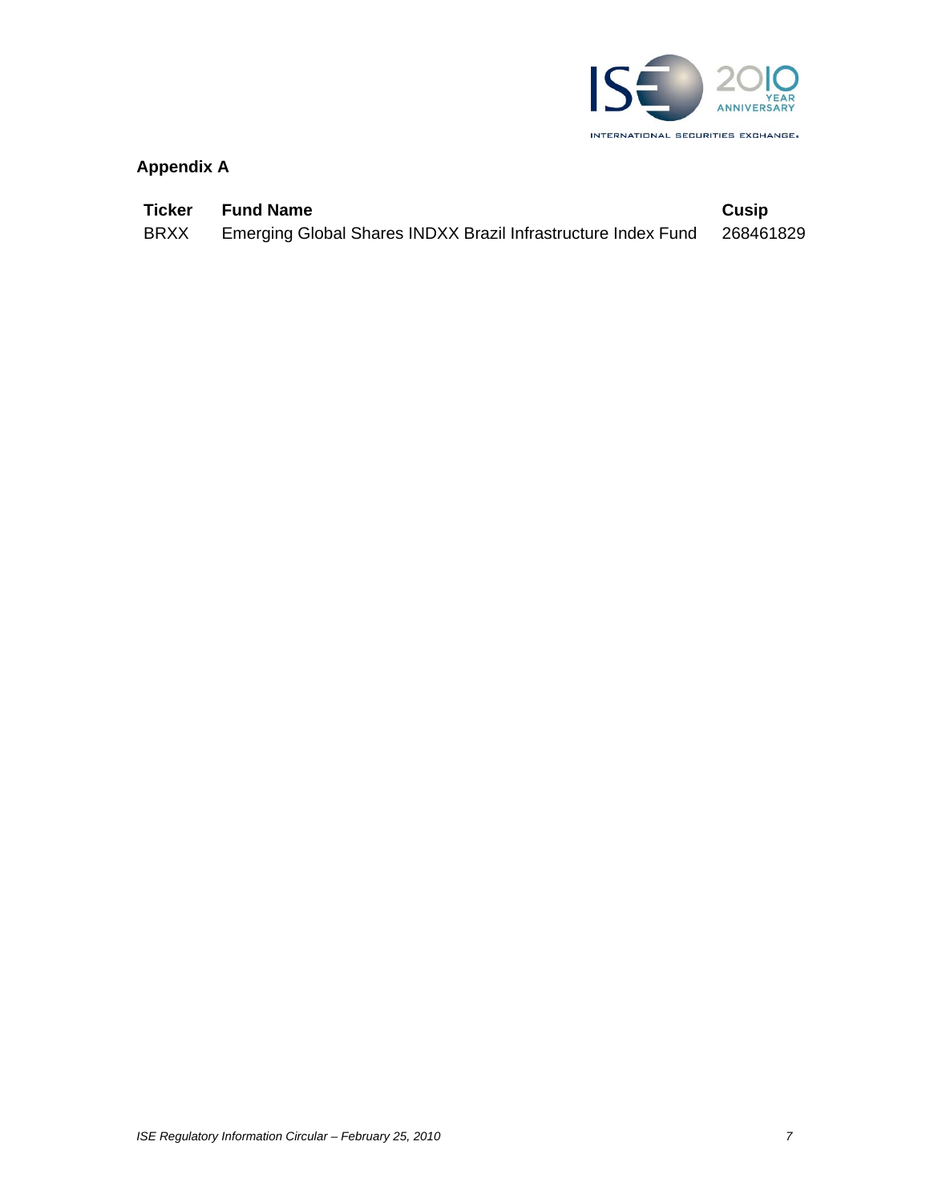## Appendix A

| Ticker | Fund Name | Cusip |
| --- | --- | --- |
| BRXX | Emerging Global Shares INDXX Brazil Infrastructure Index Fund | 268461829 |